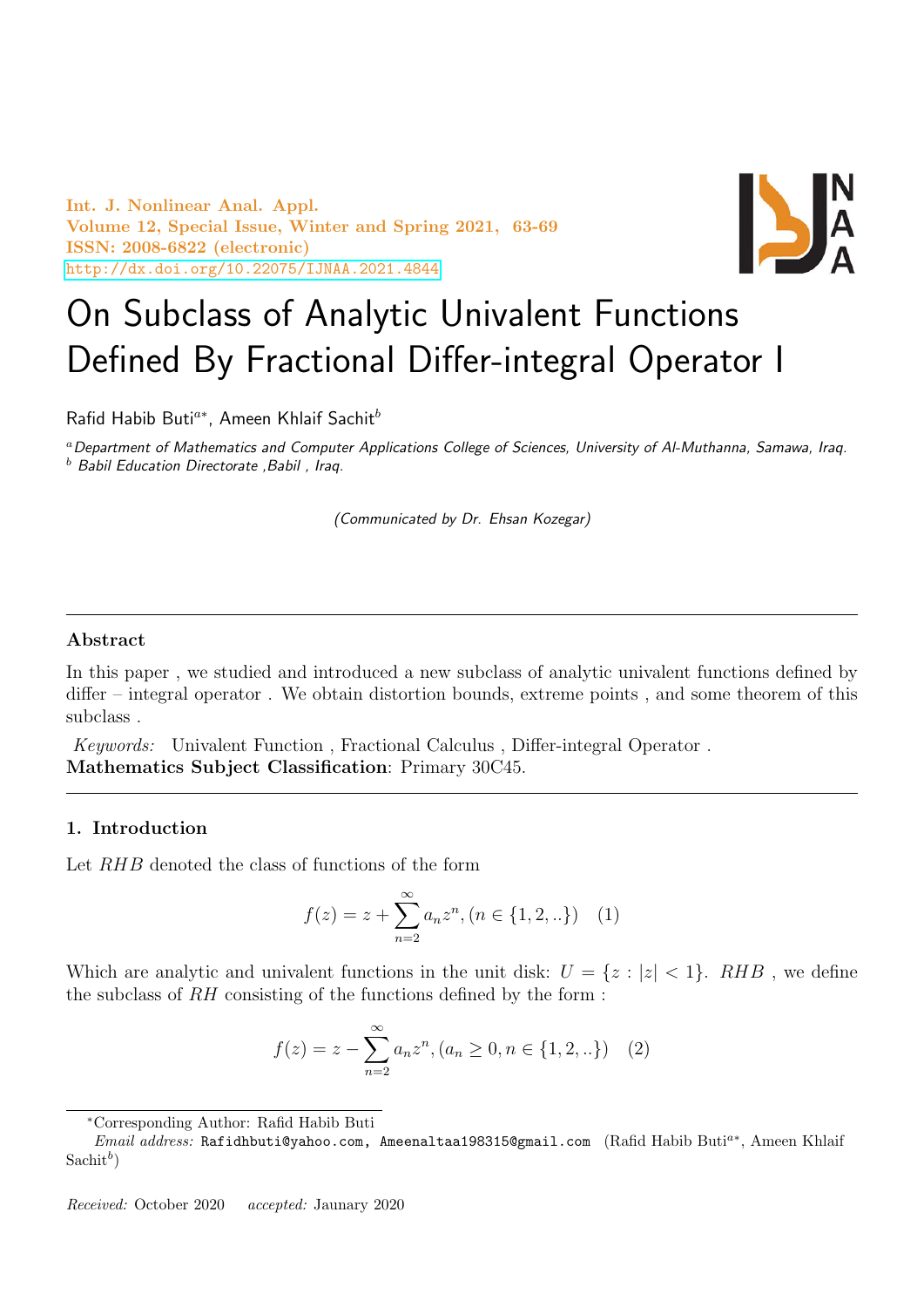# On Subclass of Analytic Univalent Functions Defined By Fractional Differ-integral Operator I

Rafid Habib Buti[a*], Ameen Khlaif Sachit[b]

[a] *Department of Mathematics and Computer Applications College of Sciences, University of Al-Muthanna, Samawa, Iraq.*
[b] *Babil Education Directorate ,Babil , Iraq.*

*(Communicated by Dr. Ehsan Kozegar)*

---

## Abstract

In this paper , we studied and introduced a new subclass of analytic univalent functions defined by differ – integral operator . We obtain distortion bounds, extreme points , and some theorem of this subclass .

*Keywords:* Univalent Function , Fractional Calculus , Differ-integral Operator .
**Mathematics Subject Classification**: Primary 30C45.

---

## 1. Introduction

Let $RHB$ denoted the class of functions of the form

$$f(z) = z + \sum_{n=2}^{\infty} a_n z^n, (n \in \{1, 2, ..\}) \quad (1)$$

Which are analytic and univalent functions in the unit disk: $U = \{z : |z| < 1\}$. $RHB$ , we define the subclass of $RH$ consisting of the functions defined by the form :

$$f(z) = z - \sum_{n=2}^{\infty} a_n z^n, (a_n \geq 0, n \in \{1, 2, ..\}) \quad (2)$$

*Corresponding Author: Rafid Habib Buti

*Email address:* Rafidhbuti@yahoo.com, Ameenaltaa198315@gmail.com (Rafid Habib Buti[a*], Ameen Khlaif Sachit[b])

*Received:* October 2020 *accepted:* Jaunary 2020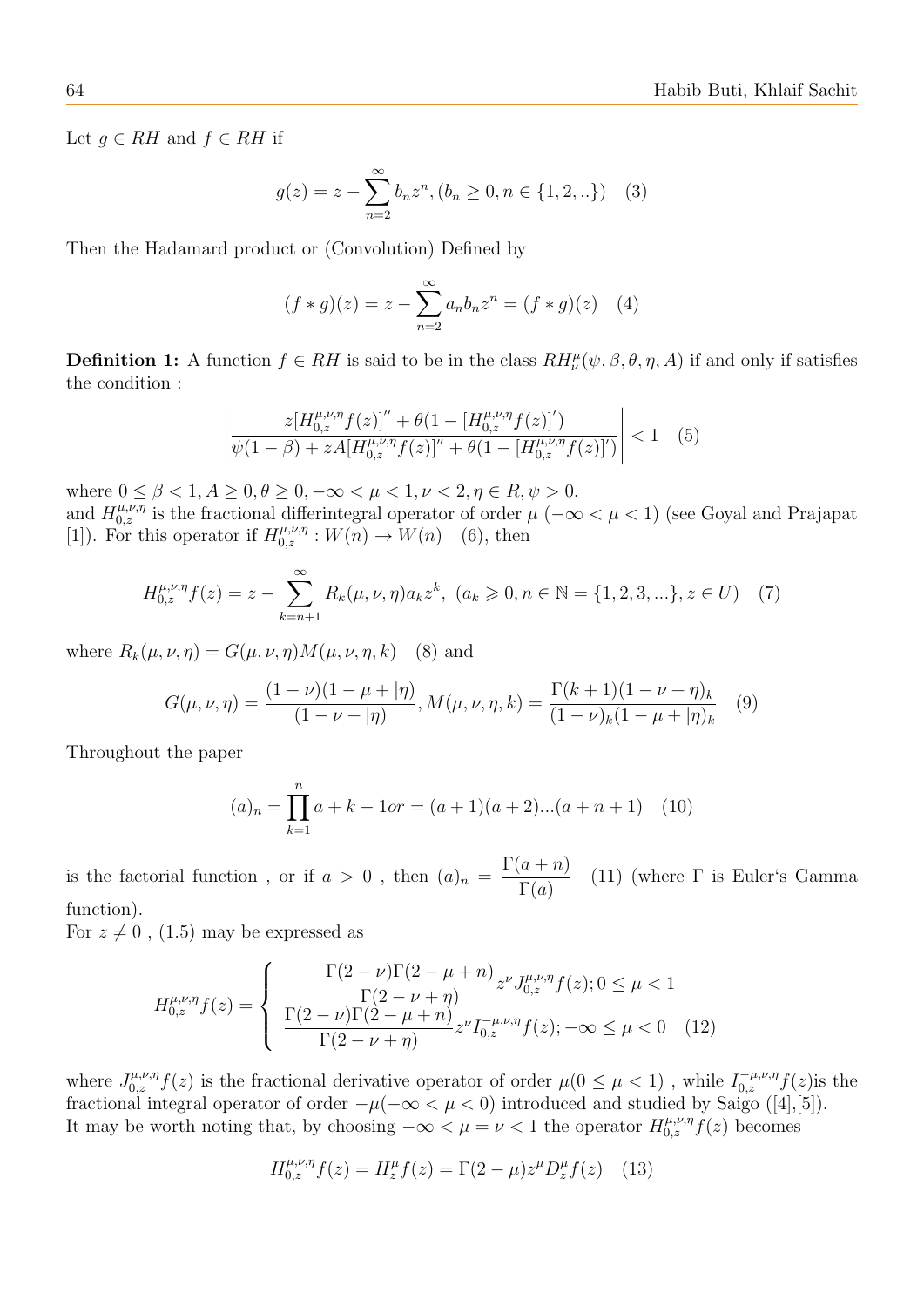Let $g \in RH$ and $f \in RH$ if

$$g(z) = z - \sum_{n=2}^{\infty} b_n z^n, (b_n \geq 0, n \in \{1, 2, ..\}) \quad (3)$$

Then the Hadamard product or (Convolution) Defined by

$$(f * g)(z) = z - \sum_{n=2}^{\infty} a_n b_n z^n = (f * g)(z) \quad (4)$$

**Definition 1:** A function $f \in RH$ is said to be in the class $RH_{\nu}^{\mu}(\psi, \beta, \theta, \eta, A)$ if and only if satisfies the condition :

$$\left| \frac{z[H_{0,z}^{\mu,\nu,\eta} f(z)]'' + \theta(1 - [H_{0,z}^{\mu,\nu,\eta} f(z)]')}{\psi(1-\beta) + zA[H_{0,z}^{\mu,\nu,\eta} f(z)]'' + \theta(1 - [H_{0,z}^{\mu,\nu,\eta} f(z)]')} \right| < 1 \quad (5)$$

where $0 \leq \beta < 1, A \geq 0, \theta \geq 0, -\infty < \mu < 1, \nu < 2, \eta \in R, \psi > 0$.
and $H_{0,z}^{\mu,\nu,\eta}$ is the fractional differintegral operator of order $\mu$ $(-\infty < \mu < 1)$ (see Goyal and Prajapat [1]). For this operator if $H_{0,z}^{\mu,\nu,\eta} : W(n) \to W(n) \quad (6)$, then

$$H_{0,z}^{\mu,\nu,\eta} f(z) = z - \sum_{k=n+1}^{\infty} R_k(\mu, \nu, \eta) a_k z^k, \; (a_k \geqslant 0, n \in \mathbb{N} = \{1, 2, 3, ...\}, z \in U) \quad (7)$$

where $R_k(\mu, \nu, \eta) = G(\mu, \nu, \eta) M(\mu, \nu, \eta, k) \quad (8)$ and

$$G(\mu, \nu, \eta) = \frac{(1-\nu)(1-\mu+|\eta)}{(1-\nu+|\eta)}, M(\mu, \nu, \eta, k) = \frac{\Gamma(k+1)(1-\nu+\eta)_k}{(1-\nu)_k(1-\mu+|\eta)_k} \quad (9)$$

Throughout the paper

$$(a)_n = \prod_{k=1}^{n} a + k - 1 or = (a+1)(a+2)...(a+n+1) \quad (10)$$

is the factorial function , or if $a > 0$ , then $(a)_n = \dfrac{\Gamma(a+n)}{\Gamma(a)} \quad (11)$ (where $\Gamma$ is Euler's Gamma function).
For $z \neq 0$ , (1.5) may be expressed as

$$H_{0,z}^{\mu,\nu,\eta} f(z) = \begin{cases} \dfrac{\Gamma(2-\nu)\Gamma(2-\mu+n)}{\Gamma(2-\nu+\eta)} z^{\nu} J_{0,z}^{\mu,\nu,\eta} f(z); 0 \leq \mu < 1 \\ \dfrac{\Gamma(2-\nu)\Gamma(2-\mu+n)}{\Gamma(2-\nu+\eta)} z^{\nu} I_{0,z}^{-\mu,\nu,\eta} f(z); -\infty \leq \mu < 0 \quad (12) \end{cases}$$

where $J_{0,z}^{\mu,\nu,\eta} f(z)$ is the fractional derivative operator of order $\mu (0 \leq \mu < 1)$ , while $I_{0,z}^{-\mu,\nu,\eta} f(z)$is the fractional integral operator of order $-\mu(-\infty < \mu < 0)$ introduced and studied by Saigo ([4],[5]).
It may be worth noting that, by choosing $-\infty < \mu = \nu < 1$ the operator $H_{0,z}^{\mu,\nu,\eta} f(z)$ becomes

$$H_{0,z}^{\mu,\nu,\eta} f(z) = H_z^{\mu} f(z) = \Gamma(2-\mu) z^{\mu} D_z^{\mu} f(z) \quad (13)$$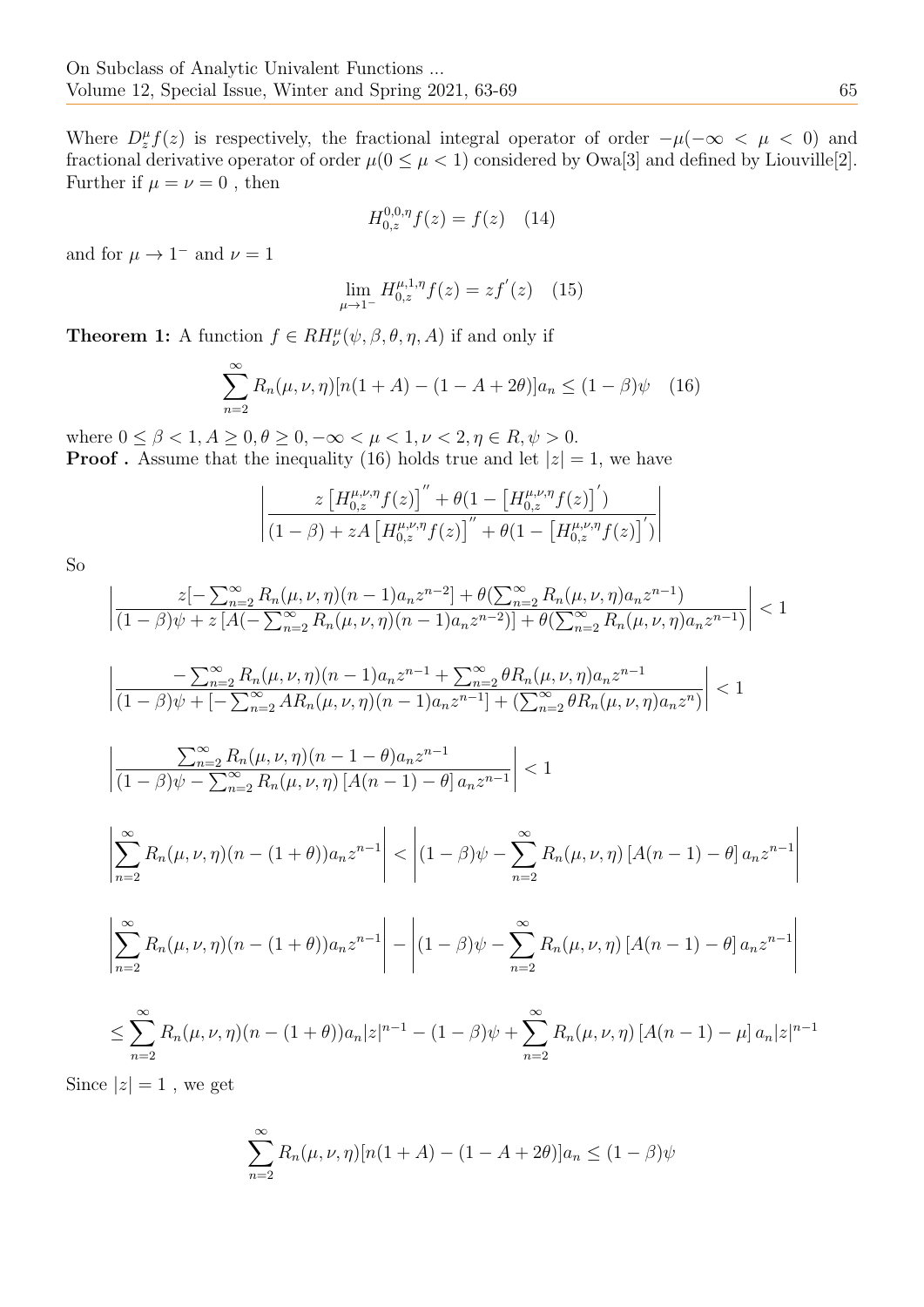Where $D_z^{\mu} f(z)$ is respectively, the fractional integral operator of order $-\mu(-\infty < \mu < 0)$ and fractional derivative operator of order $\mu(0 \le \mu < 1)$ considered by Owa[3] and defined by Liouville[2]. Further if $\mu = \nu = 0$ , then

$$H_{0,z}^{0,0,\eta} f(z) = f(z) \quad (14)$$

and for $\mu \to 1^-$ and $\nu = 1$

$$\lim_{\mu \to 1^-} H_{0,z}^{\mu,1,\eta} f(z) = z f^{'}(z) \quad (15)$$

**Theorem 1:** A function $f \in RH_{\nu}^{\mu}(\psi, \beta, \theta, \eta, A)$ if and only if

$$\sum_{n=2}^{\infty} R_n(\mu,\nu,\eta)[n(1+A) - (1 - A + 2\theta)]a_n \le (1-\beta)\psi \quad (16)$$

where $0 \le \beta < 1, A \ge 0, \theta \ge 0, -\infty < \mu < 1, \nu < 2, \eta \in R, \psi > 0$.

**Proof .** Assume that the inequality (16) holds true and let $|z| = 1$, we have

$$\left| \frac{z\left[H_{0,z}^{\mu,\nu,\eta} f(z)\right]^{''} + \theta(1 - \left[H_{0,z}^{\mu,\nu,\eta} f(z)\right]^{'})}{(1-\beta) + zA\left[H_{0,z}^{\mu,\nu,\eta} f(z)\right]^{''} + \theta(1 - \left[H_{0,z}^{\mu,\nu,\eta} f(z)\right]^{'})} \right|$$

So

$$\left| \frac{z[-\sum_{n=2}^{\infty} R_n(\mu,\nu,\eta)(n-1)a_n z^{n-2}] + \theta(\sum_{n=2}^{\infty} R_n(\mu,\nu,\eta)a_n z^{n-1})}{(1-\beta)\psi + z\left[A(-\sum_{n=2}^{\infty} R_n(\mu,\nu,\eta)(n-1)a_n z^{n-2})\right] + \theta(\sum_{n=2}^{\infty} R_n(\mu,\nu,\eta)a_n z^{n-1})} \right| < 1$$

$$\left| \frac{-\sum_{n=2}^{\infty} R_n(\mu,\nu,\eta)(n-1)a_n z^{n-1} + \sum_{n=2}^{\infty} \theta R_n(\mu,\nu,\eta)a_n z^{n-1}}{(1-\beta)\psi + [-\sum_{n=2}^{\infty} AR_n(\mu,\nu,\eta)(n-1)a_n z^{n-1}] + (\sum_{n=2}^{\infty} \theta R_n(\mu,\nu,\eta)a_n z^{n})} \right| < 1$$

$$\left| \frac{\sum_{n=2}^{\infty} R_n(\mu,\nu,\eta)(n-1-\theta)a_n z^{n-1}}{(1-\beta)\psi - \sum_{n=2}^{\infty} R_n(\mu,\nu,\eta)\left[A(n-1) - \theta\right]a_n z^{n-1}} \right| < 1$$

$$\left| \sum_{n=2}^{\infty} R_n(\mu,\nu,\eta)(n-(1+\theta))a_n z^{n-1} \right| < \left| (1-\beta)\psi - \sum_{n=2}^{\infty} R_n(\mu,\nu,\eta)\left[A(n-1) - \theta\right]a_n z^{n-1} \right|$$

$$\left| \sum_{n=2}^{\infty} R_n(\mu,\nu,\eta)(n-(1+\theta))a_n z^{n-1} \right| - \left| (1-\beta)\psi - \sum_{n=2}^{\infty} R_n(\mu,\nu,\eta)\left[A(n-1) - \theta\right]a_n z^{n-1} \right|$$

$$\le \sum_{n=2}^{\infty} R_n(\mu,\nu,\eta)(n-(1+\theta))a_n|z|^{n-1} - (1-\beta)\psi + \sum_{n=2}^{\infty} R_n(\mu,\nu,\eta)\left[A(n-1) - \mu\right]a_n|z|^{n-1}$$

Since $|z| = 1$ , we get

$$\sum_{n=2}^{\infty} R_n(\mu,\nu,\eta)[n(1+A) - (1 - A + 2\theta)]a_n \le (1-\beta)\psi$$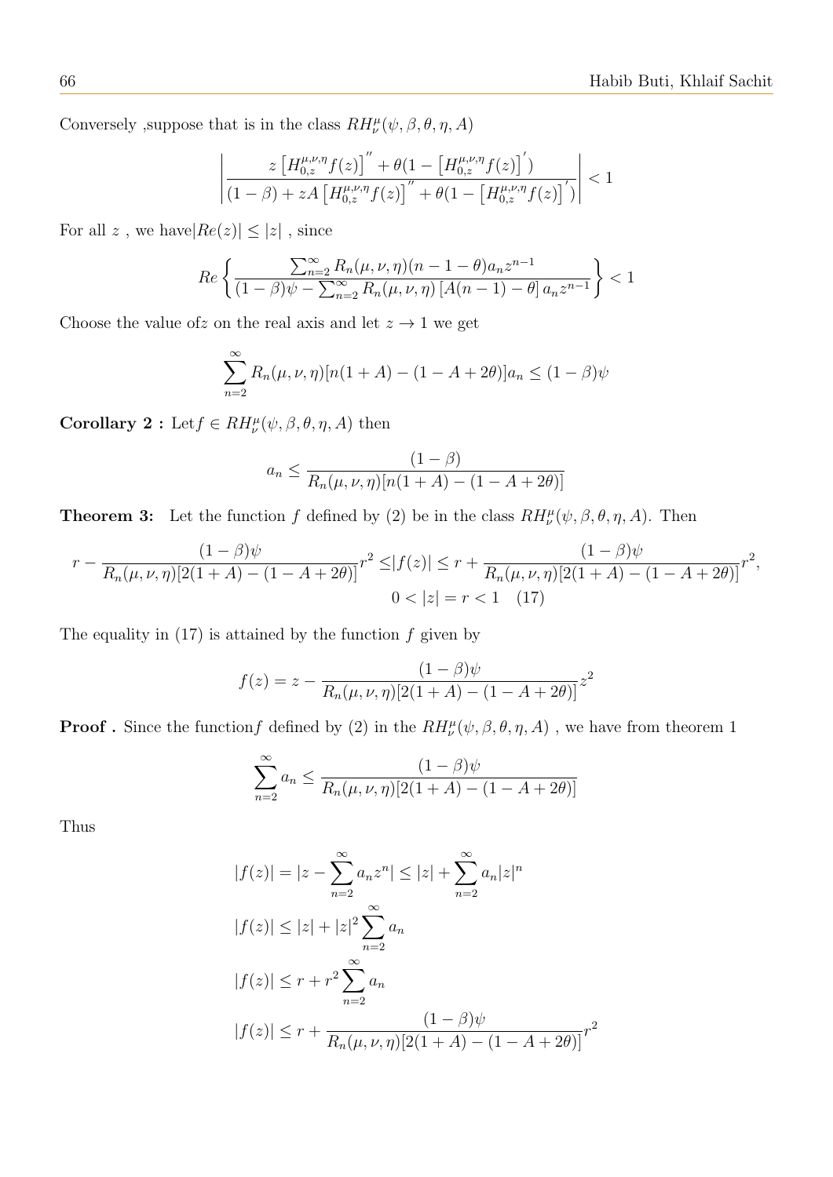Conversely ,suppose that is in the class $RH_{\nu}^{\mu}(\psi, \beta, \theta, \eta, A)$

$$\left| \frac{z\left[H_{0,z}^{\mu,\nu,\eta} f(z)\right]'' + \theta(1 - \left[H_{0,z}^{\mu,\nu,\eta} f(z)\right]')}{(1-\beta) + zA\left[H_{0,z}^{\mu,\nu,\eta} f(z)\right]'' + \theta(1 - \left[H_{0,z}^{\mu,\nu,\eta} f(z)\right]')} \right| < 1$$

For all $z$ , we have$|Re(z)| \leq |z|$ , since

$$Re\left\{ \frac{\sum_{n=2}^{\infty} R_n(\mu,\nu,\eta)(n-1-\theta)a_n z^{n-1}}{(1-\beta)\psi - \sum_{n=2}^{\infty} R_n(\mu,\nu,\eta)\left[A(n-1)-\theta\right]a_n z^{n-1}} \right\} < 1$$

Choose the value of$z$ on the real axis and let $z \to 1$ we get

$$\sum_{n=2}^{\infty} R_n(\mu,\nu,\eta)[n(1+A) - (1-A+2\theta)]a_n \leq (1-\beta)\psi$$

**Corollary 2 :** Let$f \in RH_{\nu}^{\mu}(\psi, \beta, \theta, \eta, A)$ then

$$a_n \leq \frac{(1-\beta)}{R_n(\mu,\nu,\eta)[n(1+A) - (1-A+2\theta)]}$$

**Theorem 3:** Let the function $f$ defined by (2) be in the class $RH_{\nu}^{\mu}(\psi, \beta, \theta, \eta, A)$. Then

$$r - \frac{(1-\beta)\psi}{R_n(\mu,\nu,\eta)[2(1+A) - (1-A+2\theta)]}r^2 \leq |f(z)| \leq r + \frac{(1-\beta)\psi}{R_n(\mu,\nu,\eta)[2(1+A) - (1-A+2\theta)]}r^2,$$
$$0 < |z| = r < 1 \quad (17)$$

The equality in (17) is attained by the function $f$ given by

$$f(z) = z - \frac{(1-\beta)\psi}{R_n(\mu,\nu,\eta)[2(1+A) - (1-A+2\theta)]}z^2$$

**Proof .** Since the function$f$ defined by (2) in the $RH_{\nu}^{\mu}(\psi, \beta, \theta, \eta, A)$ , we have from theorem 1

$$\sum_{n=2}^{\infty} a_n \leq \frac{(1-\beta)\psi}{R_n(\mu,\nu,\eta)[2(1+A) - (1-A+2\theta)]}$$

Thus

$$|f(z)| = |z - \sum_{n=2}^{\infty} a_n z^n| \leq |z| + \sum_{n=2}^{\infty} a_n |z|^n$$

$$|f(z)| \leq |z| + |z|^2 \sum_{n=2}^{\infty} a_n$$

$$|f(z)| \leq r + r^2 \sum_{n=2}^{\infty} a_n$$

$$|f(z)| \leq r + \frac{(1-\beta)\psi}{R_n(\mu,\nu,\eta)[2(1+A) - (1-A+2\theta)]}r^2$$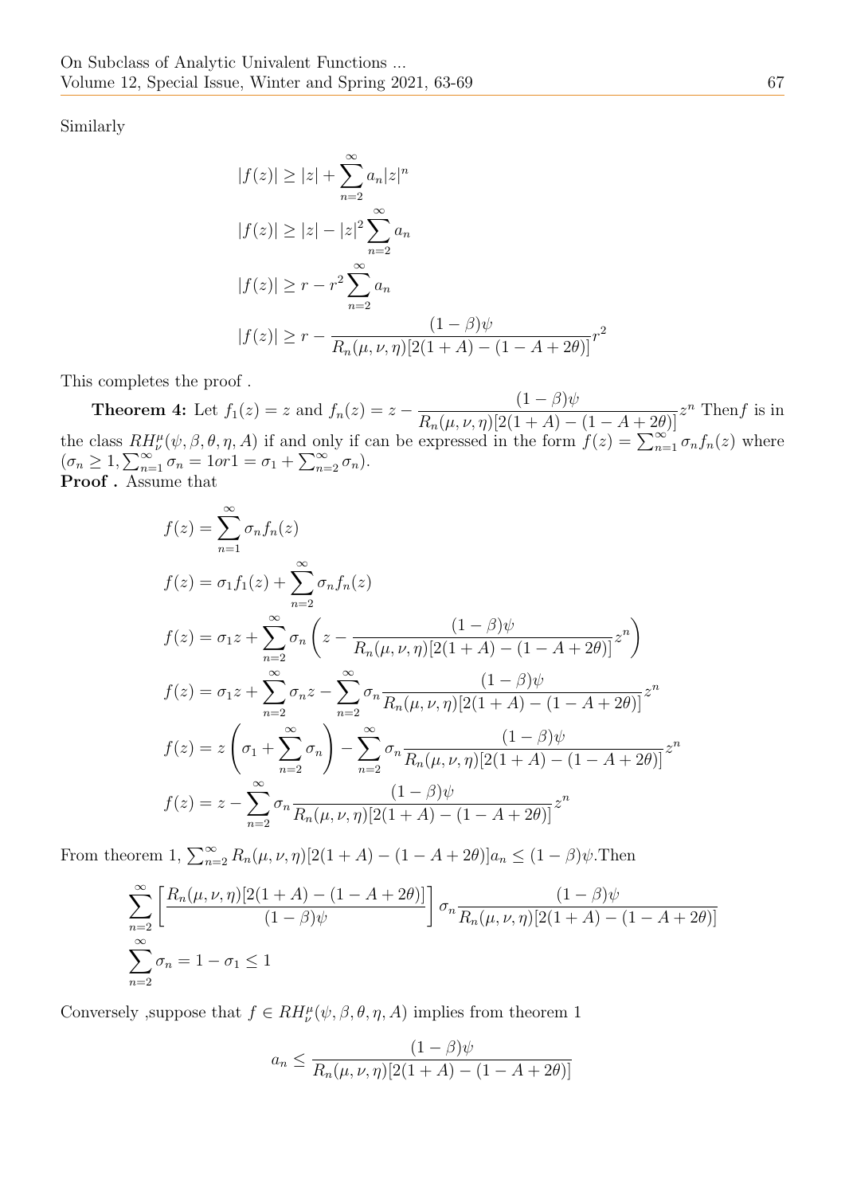Similarly

$$|f(z)| \geq |z| + \sum_{n=2}^{\infty} a_n |z|^n$$

$$|f(z)| \geq |z| - |z|^2 \sum_{n=2}^{\infty} a_n$$

$$|f(z)| \geq r - r^2 \sum_{n=2}^{\infty} a_n$$

$$|f(z)| \geq r - \frac{(1-\beta)\psi}{R_n(\mu,\nu,\eta)[2(1+A)-(1-A+2\theta)]} r^2$$

This completes the proof .

**Theorem 4:** Let $f_1(z) = z$ and $f_n(z) = z - \dfrac{(1-\beta)\psi}{R_n(\mu,\nu,\eta)[2(1+A)-(1-A+2\theta)]} z^n$ Then$f$ is in the class $RH^{\mu}_{\nu}(\psi,\beta,\theta,\eta,A)$ if and only if can be expressed in the form $f(z) = \sum_{n=1}^{\infty} \sigma_n f_n(z)$ where $(\sigma_n \geq 1, \sum_{n=1}^{\infty} \sigma_n = 1 or 1 = \sigma_1 + \sum_{n=2}^{\infty} \sigma_n)$.

**Proof .** Assume that

$$f(z) = \sum_{n=1}^{\infty} \sigma_n f_n(z)$$

$$f(z) = \sigma_1 f_1(z) + \sum_{n=2}^{\infty} \sigma_n f_n(z)$$

$$f(z) = \sigma_1 z + \sum_{n=2}^{\infty} \sigma_n \left( z - \frac{(1-\beta)\psi}{R_n(\mu,\nu,\eta)[2(1+A)-(1-A+2\theta)]} z^n \right)$$

$$f(z) = \sigma_1 z + \sum_{n=2}^{\infty} \sigma_n z - \sum_{n=2}^{\infty} \sigma_n \frac{(1-\beta)\psi}{R_n(\mu,\nu,\eta)[2(1+A)-(1-A+2\theta)]} z^n$$

$$f(z) = z\left(\sigma_1 + \sum_{n=2}^{\infty} \sigma_n\right) - \sum_{n=2}^{\infty} \sigma_n \frac{(1-\beta)\psi}{R_n(\mu,\nu,\eta)[2(1+A)-(1-A+2\theta)]} z^n$$

$$f(z) = z - \sum_{n=2}^{\infty} \sigma_n \frac{(1-\beta)\psi}{R_n(\mu,\nu,\eta)[2(1+A)-(1-A+2\theta)]} z^n$$

From theorem 1, $\sum_{n=2}^{\infty} R_n(\mu,\nu,\eta)[2(1+A)-(1-A+2\theta)]a_n \leq (1-\beta)\psi$.Then

$$\sum_{n=2}^{\infty} \left[ \frac{R_n(\mu,\nu,\eta)[2(1+A)-(1-A+2\theta)]}{(1-\beta)\psi} \right] \sigma_n \frac{(1-\beta)\psi}{R_n(\mu,\nu,\eta)[2(1+A)-(1-A+2\theta)]}$$

$$\sum_{n=2}^{\infty} \sigma_n = 1 - \sigma_1 \leq 1$$

Conversely ,suppose that $f \in RH^{\mu}_{\nu}(\psi,\beta,\theta,\eta,A)$ implies from theorem 1

$$a_n \leq \frac{(1-\beta)\psi}{R_n(\mu,\nu,\eta)[2(1+A)-(1-A+2\theta)]}$$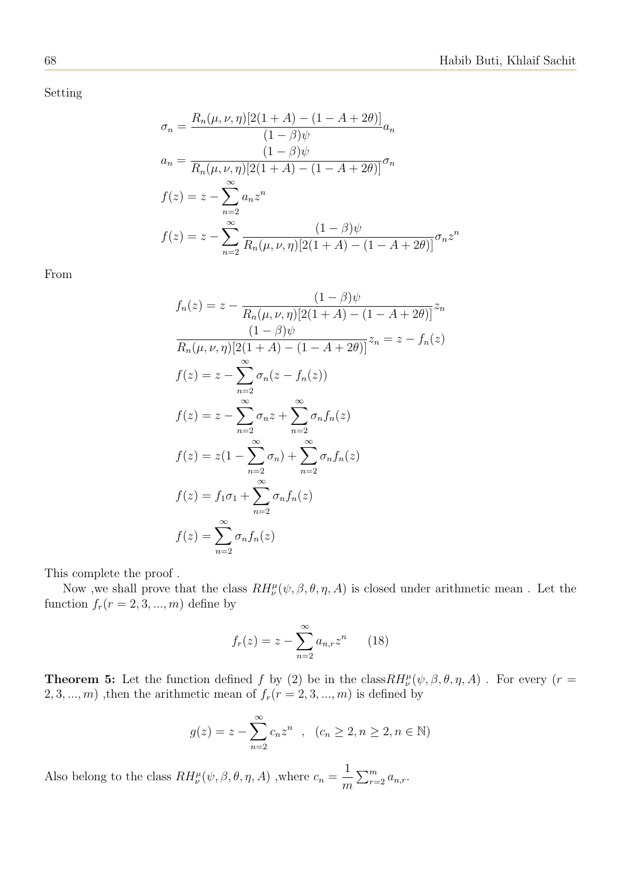Setting

$$\sigma_n = \frac{R_n(\mu,\nu,\eta)[2(1+A)-(1-A+2\theta)]}{(1-\beta)\psi}a_n$$

$$a_n = \frac{(1-\beta)\psi}{R_n(\mu,\nu,\eta)[2(1+A)-(1-A+2\theta)]}\sigma_n$$

$$f(z) = z - \sum_{n=2}^{\infty} a_n z^n$$

$$f(z) = z - \sum_{n=2}^{\infty} \frac{(1-\beta)\psi}{R_n(\mu,\nu,\eta)[2(1+A)-(1-A+2\theta)]}\sigma_n z^n$$

From

$$f_n(z) = z - \frac{(1-\beta)\psi}{R_n(\mu,\nu,\eta)[2(1+A)-(1-A+2\theta)]}z_n$$

$$\frac{(1-\beta)\psi}{R_n(\mu,\nu,\eta)[2(1+A)-(1-A+2\theta)]}z_n = z - f_n(z)$$

$$f(z) = z - \sum_{n=2}^{\infty} \sigma_n (z - f_n(z))$$

$$f(z) = z - \sum_{n=2}^{\infty} \sigma_n z + \sum_{n=2}^{\infty} \sigma_n f_n(z)$$

$$f(z) = z(1 - \sum_{n=2}^{\infty} \sigma_n) + \sum_{n=2}^{\infty} \sigma_n f_n(z)$$

$$f(z) = f_1\sigma_1 + \sum_{n=2}^{\infty} \sigma_n f_n(z)$$

$$f(z) = \sum_{n=2}^{\infty} \sigma_n f_n(z)$$

This complete the proof .

Now ,we shall prove that the class $RH_{\nu}^{\mu}(\psi,\beta,\theta,\eta,A)$ is closed under arithmetic mean . Let the function $f_r(r = 2,3,...,m)$ define by

$$f_r(z) = z - \sum_{n=2}^{\infty} a_{n,r} z^n \qquad (18)$$

**Theorem 5:** Let the function defined $f$ by (2) be in the class$RH_{\nu}^{\mu}(\psi,\beta,\theta,\eta,A)$ . For every $(r = 2,3,...,m)$ ,then the arithmetic mean of $f_r(r = 2,3,...,m)$ is defined by

$$g(z) = z - \sum_{n=2}^{\infty} c_n z^n \quad , \quad (c_n \geq 2, n \geq 2, n \in \mathbb{N})$$

Also belong to the class $RH_{\nu}^{\mu}(\psi,\beta,\theta,\eta,A)$ ,where $c_n = \frac{1}{m}\sum_{r=2}^{m} a_{n,r}$.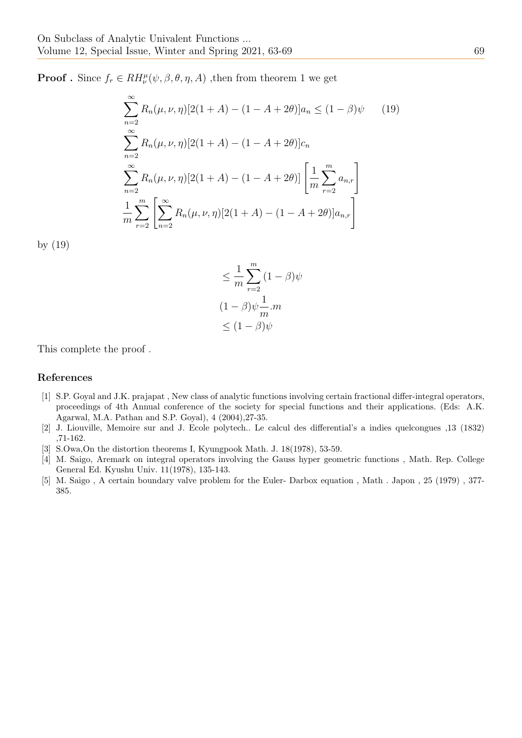**Proof .** Since $f_r \in RH_\nu^\mu(\psi, \beta, \theta, \eta, A)$ ,then from theorem 1 we get

$$\sum_{n=2}^{\infty} R_n(\mu, \nu, \eta)[2(1+A) - (1-A+2\theta)]a_n \leq (1-\beta)\psi \qquad (19)$$

$$\sum_{n=2}^{\infty} R_n(\mu, \nu, \eta)[2(1+A) - (1-A+2\theta)]c_n$$

$$\sum_{n=2}^{\infty} R_n(\mu, \nu, \eta)[2(1+A) - (1-A+2\theta)] \left[\frac{1}{m}\sum_{r=2}^{m} a_{n,r}\right]$$

$$\frac{1}{m}\sum_{r=2}^{m} \left[\sum_{n=2}^{\infty} R_n(\mu, \nu, \eta)[2(1+A) - (1-A+2\theta)]a_{n,r}\right]$$

by (19)

$$\leq \frac{1}{m}\sum_{r=2}^{m}(1-\beta)\psi$$

$$(1-\beta)\psi\frac{1}{m}.m$$

$$\leq (1-\beta)\psi$$

This complete the proof .

## References

[1] S.P. Goyal and J.K. prajapat , New class of analytic functions involving certain fractional differ-integral operators, proceedings of 4th Annual conference of the society for special functions and their applications. (Eds: A.K. Agarwal, M.A. Pathan and S.P. Goyal), 4 (2004),27-35.

[2] J. Liouville, Memoire sur and J. Ecole polytech.. Le calcul des differential's a indies quelcongues ,13 (1832) ,71-162.

[3] S.Owa,On the distortion theorems I, Kyungpook Math. J. 18(1978), 53-59.

[4] M. Saigo, Aremark on integral operators involving the Gauss hyper geometric functions , Math. Rep. College General Ed. Kyushu Univ. 11(1978), 135-143.

[5] M. Saigo , A certain boundary valve problem for the Euler- Darbox equation , Math . Japon , 25 (1979) , 377-385.